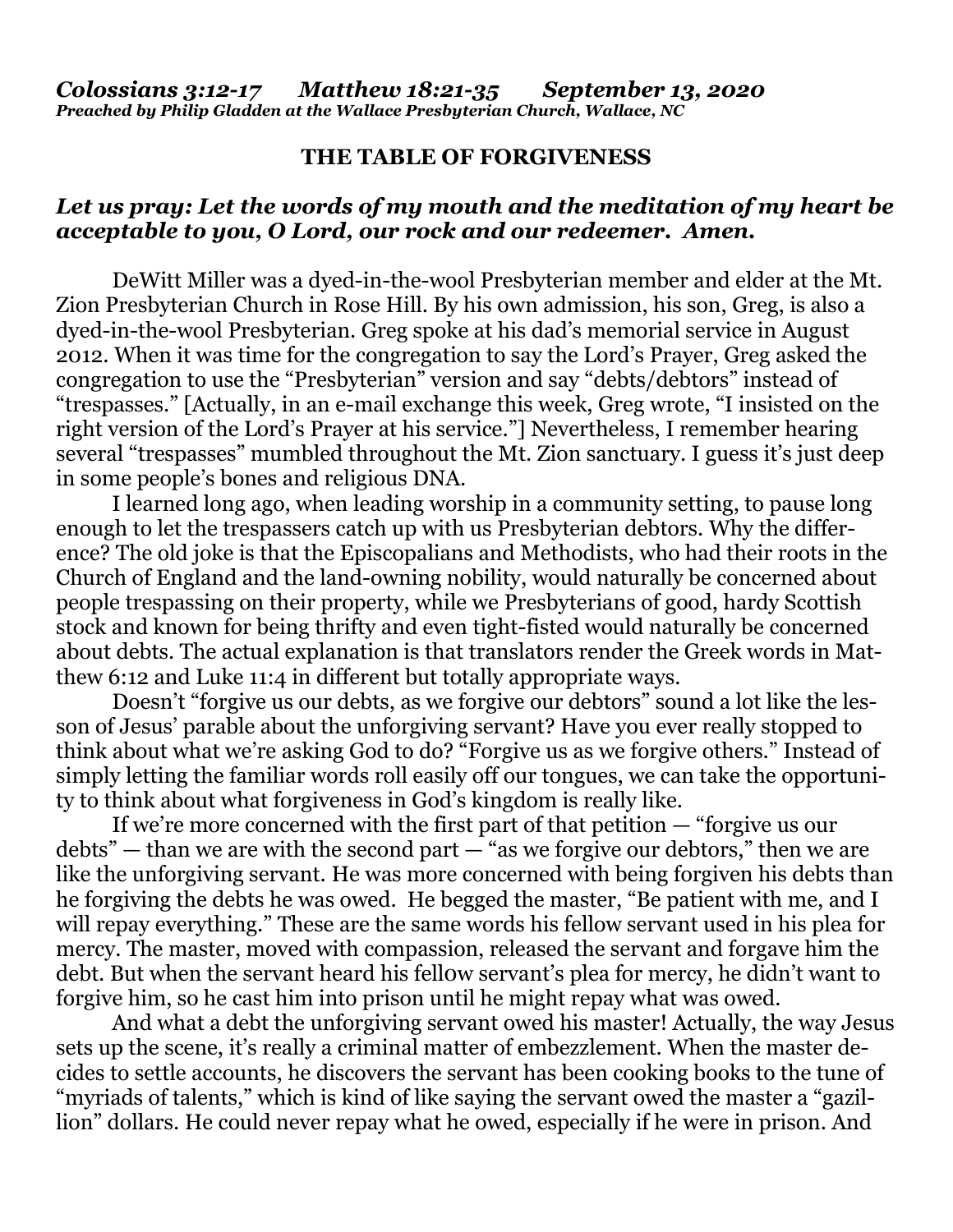***Colossians 3:12-17      Matthew 18:21-35      September 13, 2020***
***Preached by Philip Gladden at the Wallace Presbyterian Church, Wallace, NC***

# THE TABLE OF FORGIVENESS

***Let us pray: Let the words of my mouth and the meditation of my heart be acceptable to you, O Lord, our rock and our redeemer. Amen.***

DeWitt Miller was a dyed-in-the-wool Presbyterian member and elder at the Mt. Zion Presbyterian Church in Rose Hill. By his own admission, his son, Greg, is also a dyed-in-the-wool Presbyterian. Greg spoke at his dad's memorial service in August 2012. When it was time for the congregation to say the Lord's Prayer, Greg asked the congregation to use the "Presbyterian" version and say "debts/debtors" instead of "trespasses." [Actually, in an e-mail exchange this week, Greg wrote, "I insisted on the right version of the Lord's Prayer at his service."] Nevertheless, I remember hearing several "trespasses" mumbled throughout the Mt. Zion sanctuary. I guess it's just deep in some people's bones and religious DNA.

I learned long ago, when leading worship in a community setting, to pause long enough to let the trespassers catch up with us Presbyterian debtors. Why the difference? The old joke is that the Episcopalians and Methodists, who had their roots in the Church of England and the land-owning nobility, would naturally be concerned about people trespassing on their property, while we Presbyterians of good, hardy Scottish stock and known for being thrifty and even tight-fisted would naturally be concerned about debts. The actual explanation is that translators render the Greek words in Matthew 6:12 and Luke 11:4 in different but totally appropriate ways.

Doesn't "forgive us our debts, as we forgive our debtors" sound a lot like the lesson of Jesus' parable about the unforgiving servant? Have you ever really stopped to think about what we're asking God to do? "Forgive us as we forgive others." Instead of simply letting the familiar words roll easily off our tongues, we can take the opportunity to think about what forgiveness in God's kingdom is really like.

If we're more concerned with the first part of that petition — "forgive us our debts" — than we are with the second part — "as we forgive our debtors," then we are like the unforgiving servant. He was more concerned with being forgiven his debts than he forgiving the debts he was owed. He begged the master, "Be patient with me, and I will repay everything." These are the same words his fellow servant used in his plea for mercy. The master, moved with compassion, released the servant and forgave him the debt. But when the servant heard his fellow servant's plea for mercy, he didn't want to forgive him, so he cast him into prison until he might repay what was owed.

And what a debt the unforgiving servant owed his master! Actually, the way Jesus sets up the scene, it's really a criminal matter of embezzlement. When the master decides to settle accounts, he discovers the servant has been cooking books to the tune of "myriads of talents," which is kind of like saying the servant owed the master a "gazillion" dollars. He could never repay what he owed, especially if he were in prison. And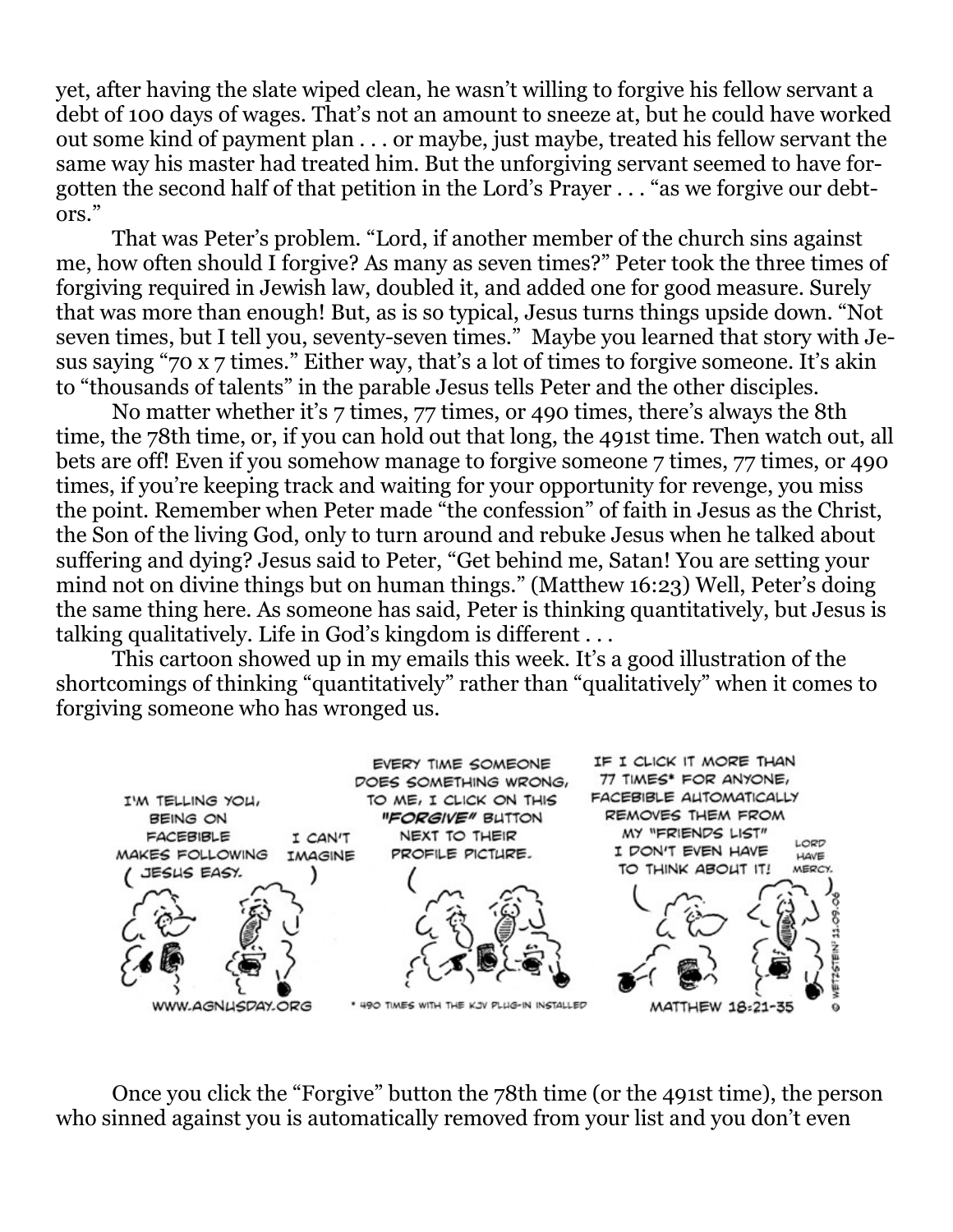yet, after having the slate wiped clean, he wasn't willing to forgive his fellow servant a debt of 100 days of wages. That's not an amount to sneeze at, but he could have worked out some kind of payment plan . . . or maybe, just maybe, treated his fellow servant the same way his master had treated him. But the unforgiving servant seemed to have forgotten the second half of that petition in the Lord's Prayer . . . "as we forgive our debtors."

That was Peter's problem. "Lord, if another member of the church sins against me, how often should I forgive? As many as seven times?" Peter took the three times of forgiving required in Jewish law, doubled it, and added one for good measure. Surely that was more than enough! But, as is so typical, Jesus turns things upside down. "Not seven times, but I tell you, seventy-seven times." Maybe you learned that story with Jesus saying "70 x 7 times." Either way, that's a lot of times to forgive someone. It's akin to "thousands of talents" in the parable Jesus tells Peter and the other disciples.

No matter whether it's 7 times, 77 times, or 490 times, there's always the 8th time, the 78th time, or, if you can hold out that long, the 491st time. Then watch out, all bets are off! Even if you somehow manage to forgive someone 7 times, 77 times, or 490 times, if you're keeping track and waiting for your opportunity for revenge, you miss the point. Remember when Peter made "the confession" of faith in Jesus as the Christ, the Son of the living God, only to turn around and rebuke Jesus when he talked about suffering and dying? Jesus said to Peter, "Get behind me, Satan! You are setting your mind not on divine things but on human things." (Matthew 16:23) Well, Peter's doing the same thing here. As someone has said, Peter is thinking quantitatively, but Jesus is talking qualitatively. Life in God's kingdom is different . . .

This cartoon showed up in my emails this week. It's a good illustration of the shortcomings of thinking "quantitatively" rather than "qualitatively" when it comes to forgiving someone who has wronged us.

Once you click the "Forgive" button the 78th time (or the 491st time), the person who sinned against you is automatically removed from your list and you don't even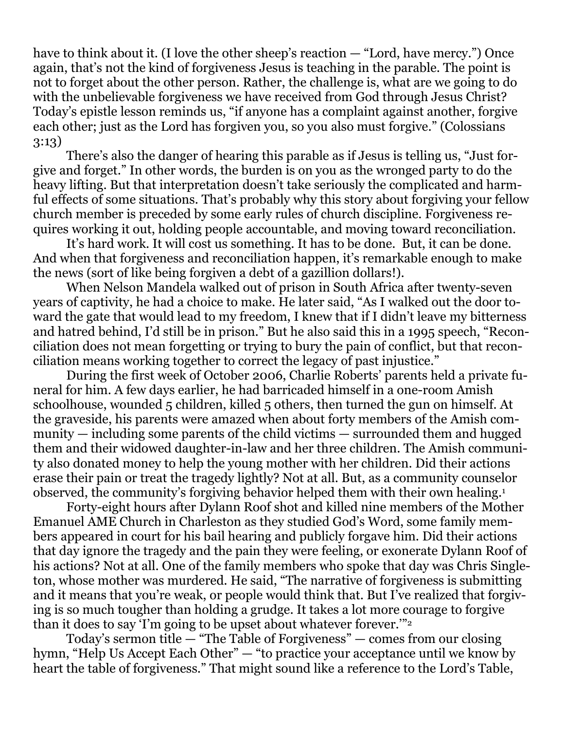have to think about it. (I love the other sheep's reaction — "Lord, have mercy.") Once again, that's not the kind of forgiveness Jesus is teaching in the parable. The point is not to forget about the other person. Rather, the challenge is, what are we going to do with the unbelievable forgiveness we have received from God through Jesus Christ? Today's epistle lesson reminds us, "if anyone has a complaint against another, forgive each other; just as the Lord has forgiven you, so you also must forgive." (Colossians 3:13)

There's also the danger of hearing this parable as if Jesus is telling us, "Just forgive and forget." In other words, the burden is on you as the wronged party to do the heavy lifting. But that interpretation doesn't take seriously the complicated and harmful effects of some situations. That's probably why this story about forgiving your fellow church member is preceded by some early rules of church discipline. Forgiveness requires working it out, holding people accountable, and moving toward reconciliation.

It's hard work. It will cost us something. It has to be done. But, it can be done. And when that forgiveness and reconciliation happen, it's remarkable enough to make the news (sort of like being forgiven a debt of a gazillion dollars!).

When Nelson Mandela walked out of prison in South Africa after twenty-seven years of captivity, he had a choice to make. He later said, "As I walked out the door toward the gate that would lead to my freedom, I knew that if I didn't leave my bitterness and hatred behind, I'd still be in prison." But he also said this in a 1995 speech, "Reconciliation does not mean forgetting or trying to bury the pain of conflict, but that reconciliation means working together to correct the legacy of past injustice."

During the first week of October 2006, Charlie Roberts' parents held a private funeral for him. A few days earlier, he had barricaded himself in a one-room Amish schoolhouse, wounded 5 children, killed 5 others, then turned the gun on himself. At the graveside, his parents were amazed when about forty members of the Amish community — including some parents of the child victims — surrounded them and hugged them and their widowed daughter-in-law and her three children. The Amish community also donated money to help the young mother with her children. Did their actions erase their pain or treat the tragedy lightly? Not at all. But, as a community counselor observed, the community's forgiving behavior helped them with their own healing.[1]

Forty-eight hours after Dylann Roof shot and killed nine members of the Mother Emanuel AME Church in Charleston as they studied God's Word, some family members appeared in court for his bail hearing and publicly forgave him. Did their actions that day ignore the tragedy and the pain they were feeling, or exonerate Dylann Roof of his actions? Not at all. One of the family members who spoke that day was Chris Singleton, whose mother was murdered. He said, "The narrative of forgiveness is submitting and it means that you're weak, or people would think that. But I've realized that forgiving is so much tougher than holding a grudge. It takes a lot more courage to forgive than it does to say 'I'm going to be upset about whatever forever.'"[2]

Today's sermon title — "The Table of Forgiveness" — comes from our closing hymn, "Help Us Accept Each Other" — "to practice your acceptance until we know by heart the table of forgiveness." That might sound like a reference to the Lord's Table,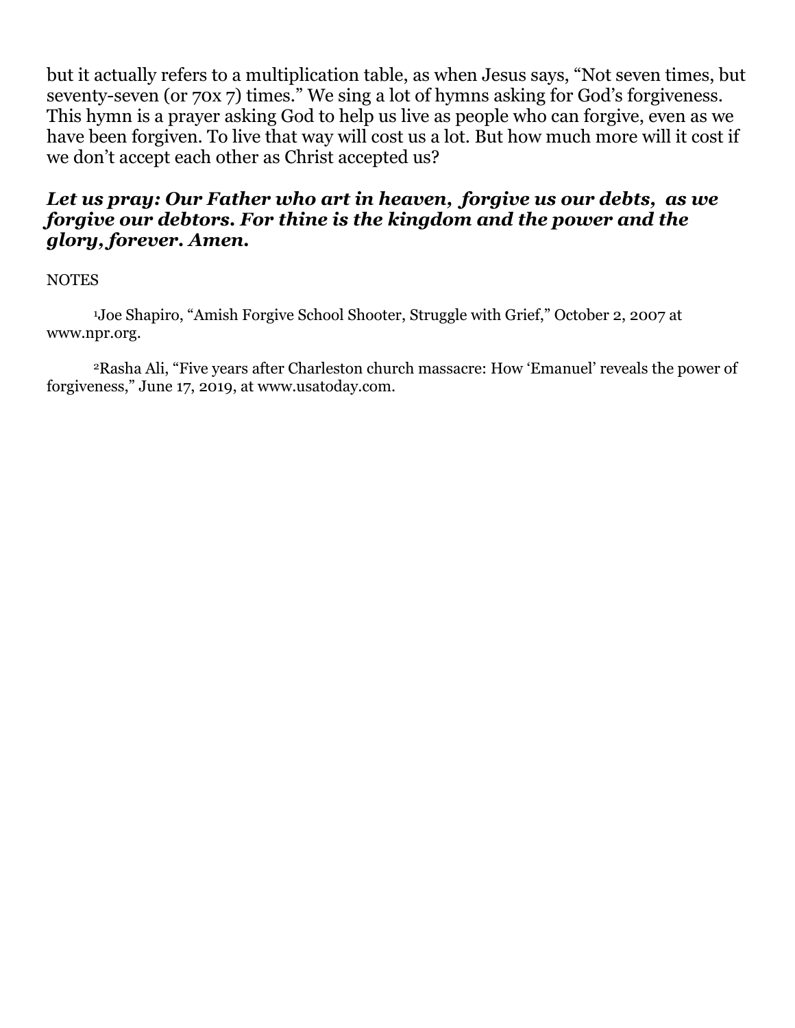but it actually refers to a multiplication table, as when Jesus says, “Not seven times, but seventy-seven (or 70x 7) times.” We sing a lot of hymns asking for God’s forgiveness. This hymn is a prayer asking God to help us live as people who can forgive, even as we have been forgiven. To live that way will cost us a lot. But how much more will it cost if we don’t accept each other as Christ accepted us?

***Let us pray: Our Father who art in heaven, forgive us our debts, as we forgive our debtors. For thine is the kingdom and the power and the glory, forever. Amen.***

NOTES

[1]Joe Shapiro, “Amish Forgive School Shooter, Struggle with Grief,” October 2, 2007 at www.npr.org.

[2]Rasha Ali, “Five years after Charleston church massacre: How ‘Emanuel’ reveals the power of forgiveness,” June 17, 2019, at www.usatoday.com.